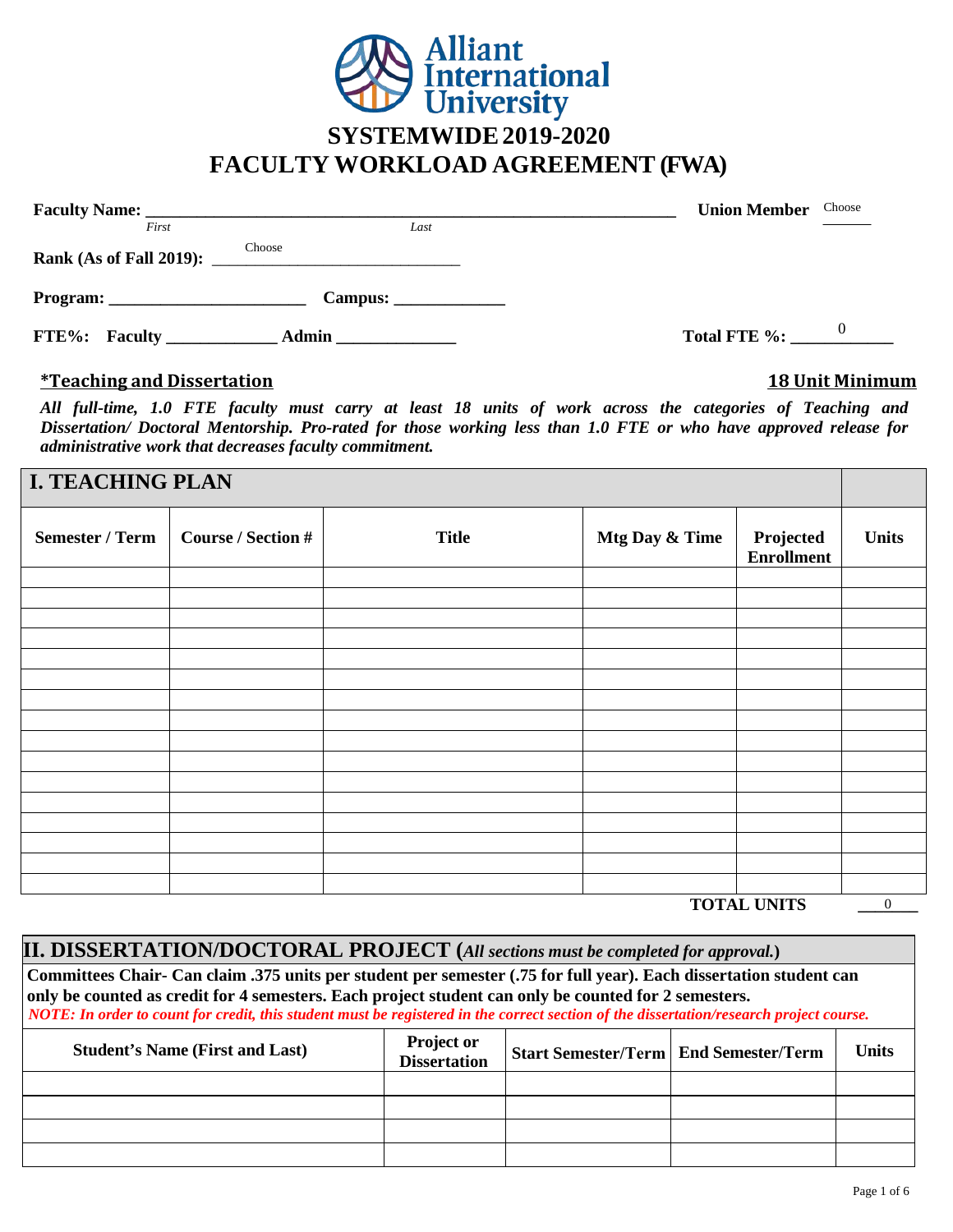Alliant International University

# SYSTEMWIDE 2019-2020
# FACULTY WORKLOAD AGREEMENT (FWA)

**Faculty Name:** ____________________________________________ **Union Member** Choose ______
*First* *Last*

**Rank (As of Fall 2019):** Choose ______________________________

**Program:** _______________________ **Campus:** _____________

**FTE%: Faculty** _____________ **Admin** ______________ **Total FTE %:** 0 ____________

## *Teaching and Dissertation **18 Unit Minimum**

***All full-time, 1.0 FTE faculty must carry at least 18 units of work across the categories of Teaching and Dissertation/ Doctoral Mentorship. Pro-rated for those working less than 1.0 FTE or who have approved release for administrative work that decreases faculty commitment.***

## I. TEACHING PLAN

| Semester / Term | Course / Section # | Title | Mtg Day & Time | Projected Enrollment | Units |
|---|---|---|---|---|---|
| | | | | | |
| | | | | | |
| | | | | | |
| | | | | | |
| | | | | | |
| | | | | | |
| | | | | | |
| | | | | | |
| | | | | | |
| | | | | | |
| | | | | | |
| | | | | | |
| | | | | | |
| | | | | | |
| | | | | | |
| | | | | | |

**TOTAL UNITS** 0

## II. DISSERTATION/DOCTORAL PROJECT (*All sections must be completed for approval.*)

**Committees Chair- Can claim .375 units per student per semester (.75 for full year). Each dissertation student can only be counted as credit for 4 semesters. Each project student can only be counted for 2 semesters.**

***NOTE: In order to count for credit, this student must be registered in the correct section of the dissertation/research project course.***

| Student's Name (First and Last) | Project or Dissertation | Start Semester/Term | End Semester/Term | Units |
|---|---|---|---|---|
| | | | | |
| | | | | |
| | | | | |
| | | | | |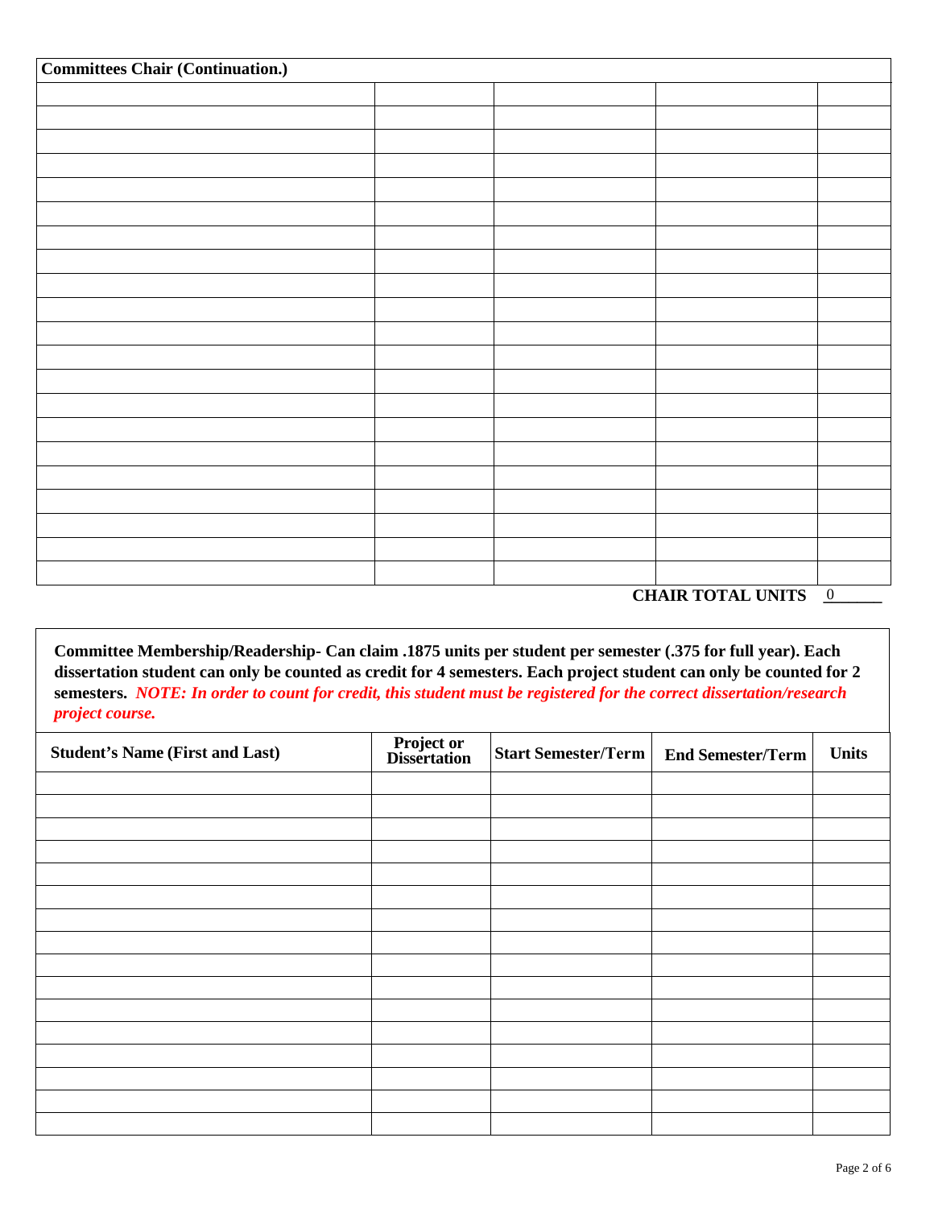| **Committees Chair (Continuation.)** | | | | |
|---|---|---|---|---|
| | | | | |
| | | | | |
| | | | | |
| | | | | |
| | | | | |
| | | | | |
| | | | | |
| | | | | |
| | | | | |
| | | | | |
| | | | | |
| | | | | |
| | | | | |
| | | | | |
| | | | | |
| | | | | |
| | | | | |
| | | | | |
| | | | | |
| | | | | |
| | | | | |

**CHAIR TOTAL UNITS** 0

**Committee Membership/Readership- Can claim .1875 units per student per semester (.375 for full year). Each dissertation student can only be counted as credit for 4 semesters. Each project student can only be counted for 2 semesters.** ***NOTE: In order to count for credit, this student must be registered for the correct dissertation/research project course.***

| Student's Name (First and Last) | Project or Dissertation | Start Semester/Term | End Semester/Term | Units |
|---|---|---|---|---|
| | | | | |
| | | | | |
| | | | | |
| | | | | |
| | | | | |
| | | | | |
| | | | | |
| | | | | |
| | | | | |
| | | | | |
| | | | | |
| | | | | |
| | | | | |
| | | | | |
| | | | | |
| | | | | |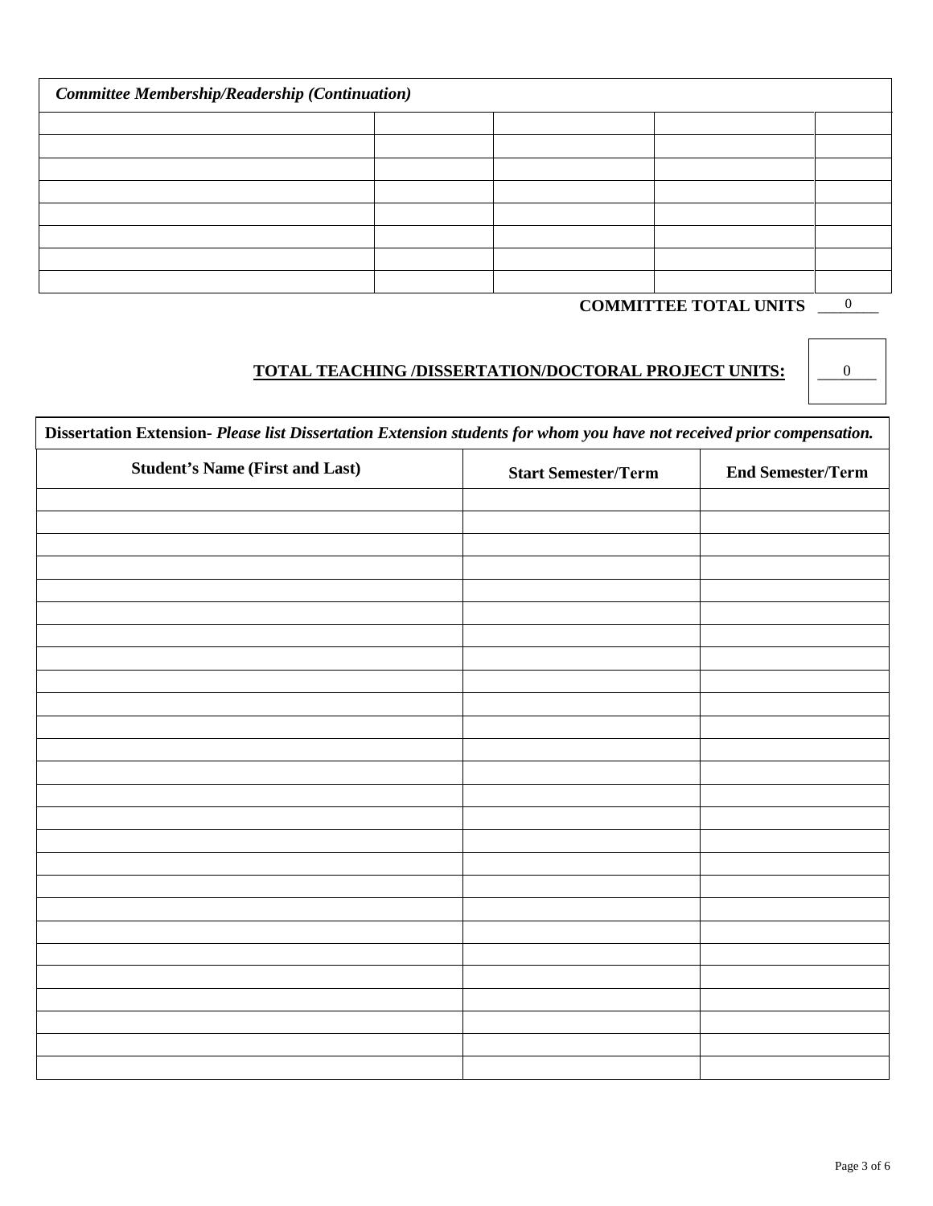| *Committee Membership/Readership (Continuation)* | | | | |
|---|---|---|---|---|
| | | | | |
| | | | | |
| | | | | |
| | | | | |
| | | | | |
| | | | | |
| | | | | |
| | | | | |

**COMMITTEE TOTAL UNITS** 0

**TOTAL TEACHING /DISSERTATION/DOCTORAL PROJECT UNITS:** 0

| **Dissertation Extension-** ***Please list Dissertation Extension students for whom you have not received prior compensation.*** | | |
|---|---|---|
| **Student's Name (First and Last)** | **Start Semester/Term** | **End Semester/Term** |
| | | |
| | | |
| | | |
| | | |
| | | |
| | | |
| | | |
| | | |
| | | |
| | | |
| | | |
| | | |
| | | |
| | | |
| | | |
| | | |
| | | |
| | | |
| | | |
| | | |
| | | |
| | | |
| | | |
| | | |
| | | |
| | | |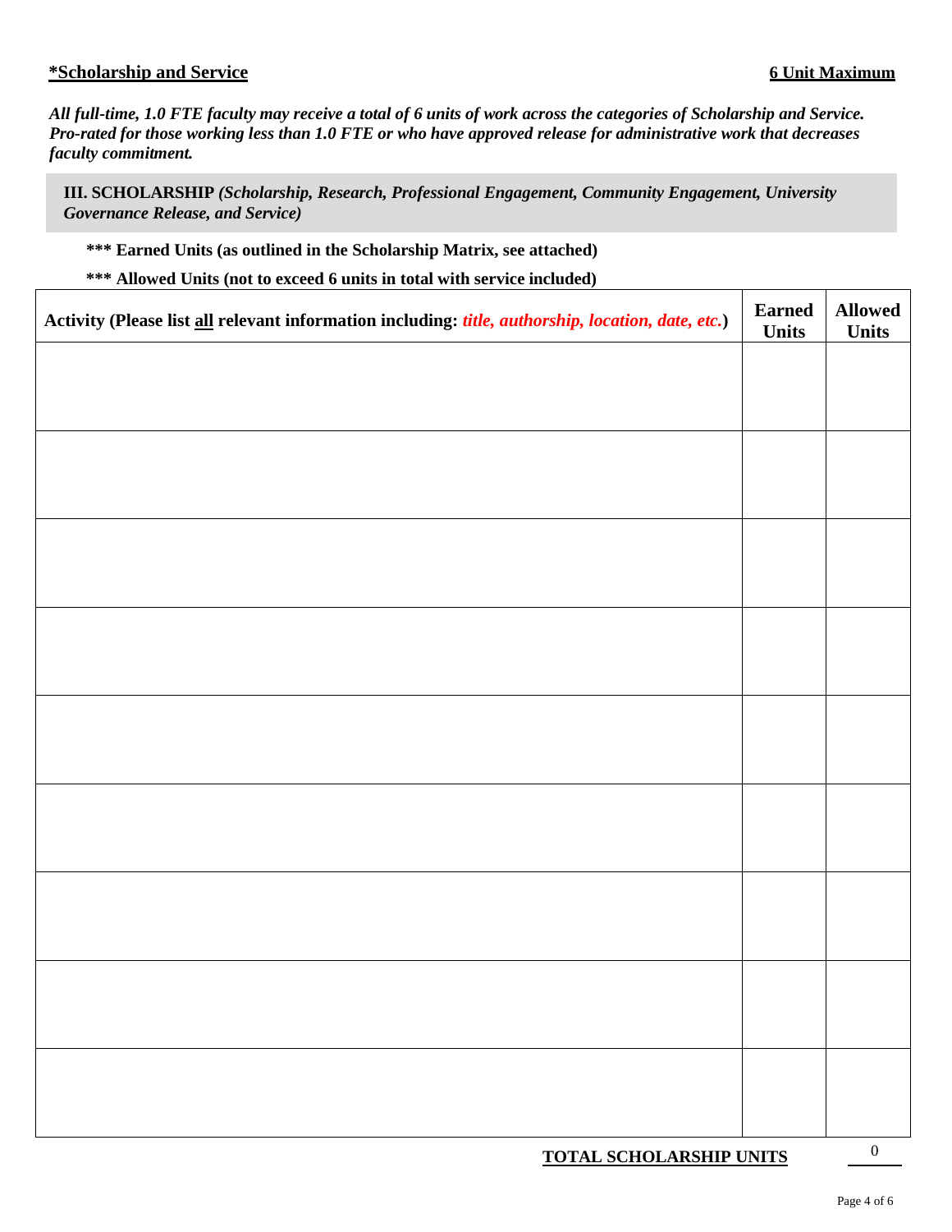**\*Scholarship and Service** **6 Unit Maximum**

***All full-time, 1.0 FTE faculty may receive a total of 6 units of work across the categories of Scholarship and Service. Pro-rated for those working less than 1.0 FTE or who have approved release for administrative work that decreases faculty commitment.***

**III. SCHOLARSHIP** ***(Scholarship, Research, Professional Engagement, Community Engagement, University Governance Release, and Service)***

**\*\*\* Earned Units (as outlined in the Scholarship Matrix, see attached)**

**\*\*\* Allowed Units (not to exceed 6 units in total with service included)**

| Activity (Please list all relevant information including: *title, authorship, location, date, etc.*) | Earned Units | Allowed Units |
|---|---|---|
| | | |
| | | |
| | | |
| | | |
| | | |
| | | |
| | | |
| | | |
| | | |

**TOTAL SCHOLARSHIP UNITS** 0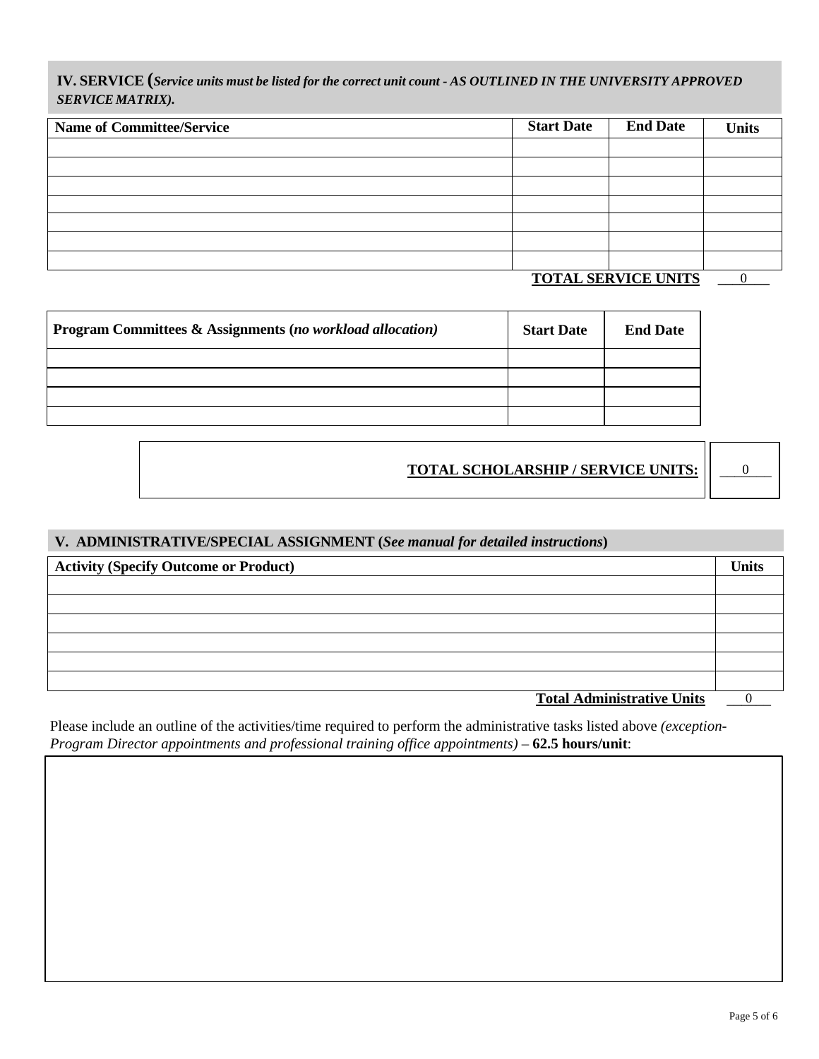## IV. SERVICE (*Service units must be listed for the correct unit count - AS OUTLINED IN THE UNIVERSITY APPROVED SERVICE MATRIX).*

| Name of Committee/Service | Start Date | End Date | Units |
|---|---|---|---|
| | | | |
| | | | |
| | | | |
| | | | |
| | | | |
| | | | |
| | | | |

**TOTAL SERVICE UNITS** 0

| Program Committees & Assignments (*no workload allocation)* | Start Date | End Date |
|---|---|---|
| | | |
| | | |
| | | |
| | | |

**TOTAL SCHOLARSHIP / SERVICE UNITS:** 0

## V. ADMINISTRATIVE/SPECIAL ASSIGNMENT (*See manual for detailed instructions*)

| Activity (Specify Outcome or Product) | Units |
|---|---|
| | |
| | |
| | |
| | |
| | |
| | |

**Total Administrative Units** 0

Please include an outline of the activities/time required to perform the administrative tasks listed above *(exception-Program Director appointments and professional training office appointments)* – **62.5 hours/unit**: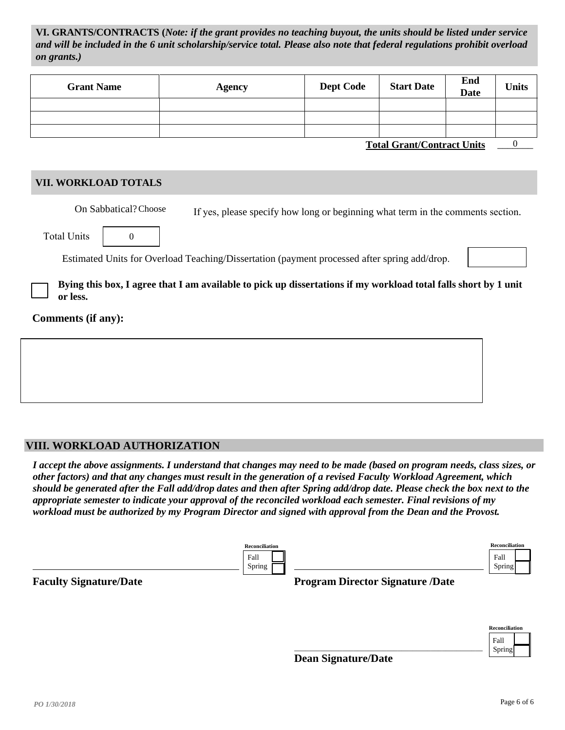## VI. GRANTS/CONTRACTS (*Note: if the grant provides no teaching buyout, the units should be listed under service and will be included in the 6 unit scholarship/service total. Please also note that federal regulations prohibit overload on grants.)*

| Grant Name | Agency | Dept Code | Start Date | End Date | Units |
|---|---|---|---|---|---|
| | | | | | |
| | | | | | |
| | | | | | |

**Total Grant/Contract Units** 0

## VII. WORKLOAD TOTALS

On Sabbatical? Choose    If yes, please specify how long or beginning what term in the comments section.

Total Units 0

Estimated Units for Overload Teaching/Dissertation (payment processed after spring add/drop.

☐ **Bying this box, I agree that I am available to pick up dissertations if my workload total falls short by 1 unit or less.**

**Comments (if any):**

## VIII. WORKLOAD AUTHORIZATION

***I accept the above assignments. I understand that changes may need to be made (based on program needs, class sizes, or other factors) and that any changes must result in the generation of a revised Faculty Workload Agreement, which should be generated after the Fall add/drop dates and then after Spring add/drop date. Please check the box next to the appropriate semester to indicate your approval of the reconciled workload each semester. Final revisions of my workload must be authorized by my Program Director and signed with approval from the Dean and the Provost.***

**Reconciliation** Fall ☐ Spring ☐

**Faculty Signature/Date**

**Reconciliation** Fall ☐ Spring ☐

**Program Director Signature /Date**

**Reconciliation** Fall ☐ Spring ☐

**Dean Signature/Date**

*PO 1/30/2018*